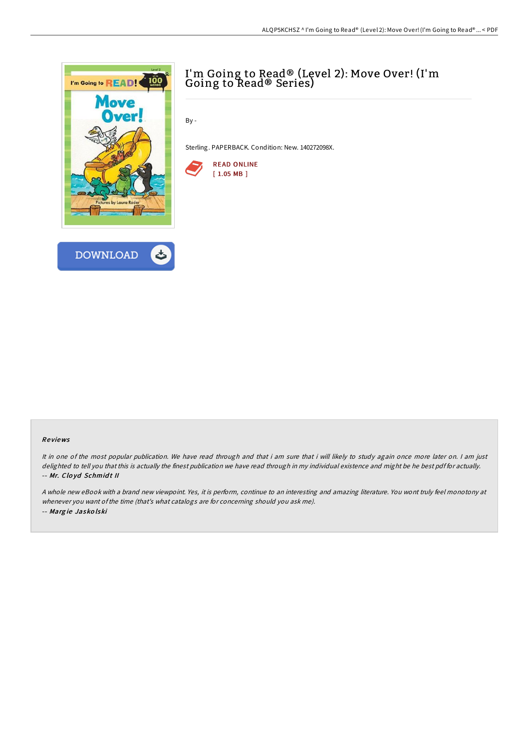# I'm Going to Read® (Level 2): Move Over! (I'm Going to Read® Series)

By -

Sterling. PAPERBACK. Condition: New. 140272098X.

READ ONLINE
[ 1.05 MB ]

DOWNLOAD

### Reviews

*It in one of the most popular publication. We have read through and that i am sure that i will likely to study again once more later on. I am just delighted to tell you that this is actually the finest publication we have read through in my individual existence and might be he best pdf for actually.*
-- ***Mr. Cloyd Schmidt II***

*A whole new eBook with a brand new viewpoint. Yes, it is perform, continue to an interesting and amazing literature. You wont truly feel monotony at whenever you want of the time (that's what catalogs are for concerning should you ask me).*
-- ***Margie Jaskolski***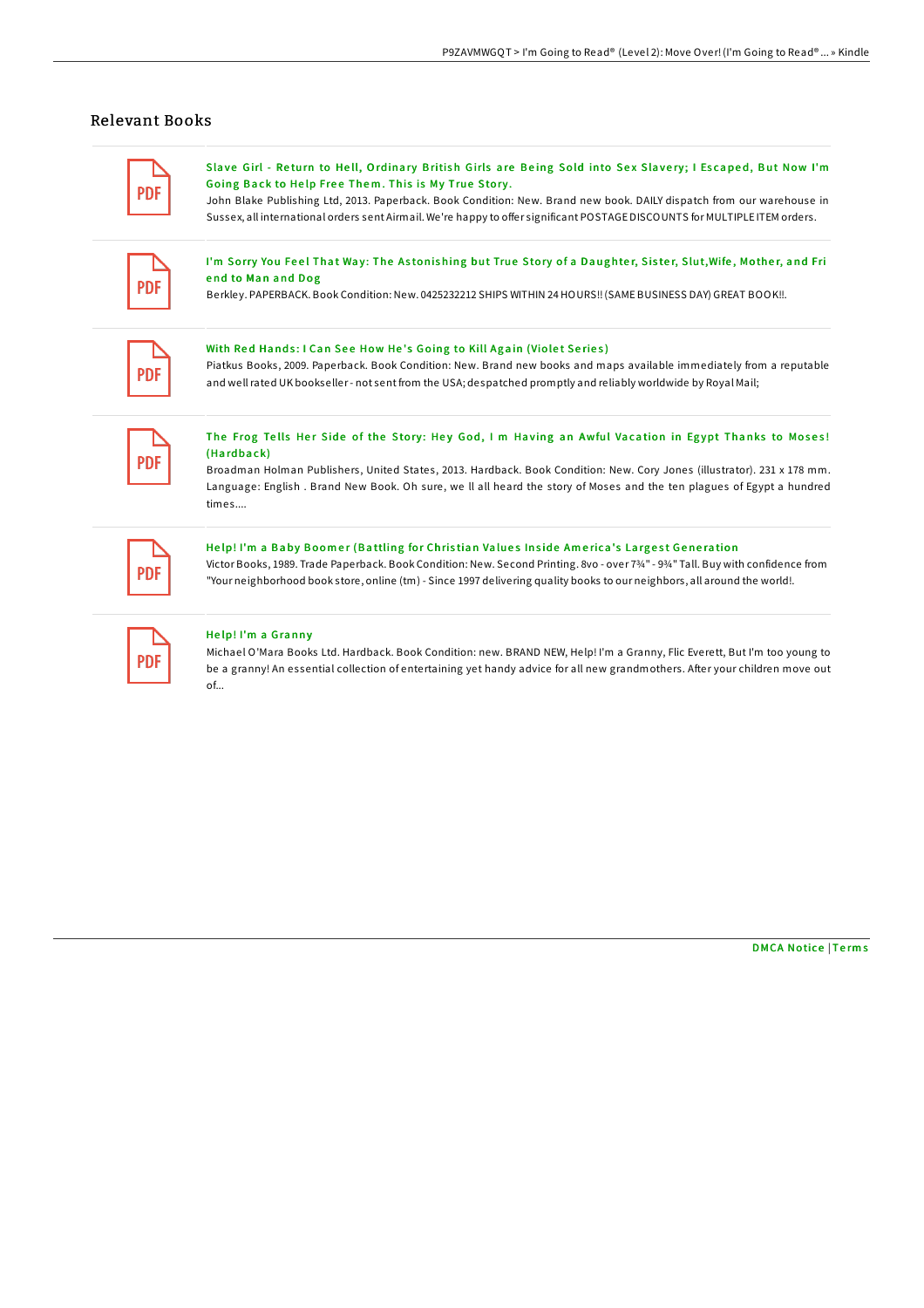## Relevant Books

PDF

**Slave Girl - Return to Hell, Ordinary British Girls are Being Sold into Sex Slavery; I Escaped, But Now I'm Going Back to Help Free Them. This is My True Story.**

John Blake Publishing Ltd, 2013. Paperback. Book Condition: New. Brand new book. DAILY dispatch from our warehouse in Sussex, all international orders sent Airmail. We're happy to offer significant POSTAGE DISCOUNTS for MULTIPLE ITEM orders.

PDF

**I'm Sorry You Feel That Way: The Astonishing but True Story of a Daughter, Sister, Slut,Wife, Mother, and Friend to Man and Dog**

Berkley. PAPERBACK. Book Condition: New. 0425232212 SHIPS WITHIN 24 HOURS!! (SAME BUSINESS DAY) GREAT BOOK!!.

PDF

**With Red Hands: I Can See How He's Going to Kill Again (Violet Series)**

Piatkus Books, 2009. Paperback. Book Condition: New. Brand new books and maps available immediately from a reputable and well rated UK bookseller - not sent from the USA; despatched promptly and reliably worldwide by Royal Mail;

PDF

**The Frog Tells Her Side of the Story: Hey God, I m Having an Awful Vacation in Egypt Thanks to Moses! (Hardback)**

Broadman Holman Publishers, United States, 2013. Hardback. Book Condition: New. Cory Jones (illustrator). 231 x 178 mm. Language: English . Brand New Book. Oh sure, we ll all heard the story of Moses and the ten plagues of Egypt a hundred times....

PDF

**Help! I'm a Baby Boomer (Battling for Christian Values Inside America's Largest Generation**

Victor Books, 1989. Trade Paperback. Book Condition: New. Second Printing. 8vo - over 7¾" - 9¾" Tall. Buy with confidence from "Your neighborhood book store, online (tm) - Since 1997 delivering quality books to our neighbors, all around the world!.

PDF

**Help! I'm a Granny**

Michael O'Mara Books Ltd. Hardback. Book Condition: new. BRAND NEW, Help! I'm a Granny, Flic Everett, But I'm too young to be a granny! An essential collection of entertaining yet handy advice for all new grandmothers. After your children move out of...

DMCA Notice | Terms